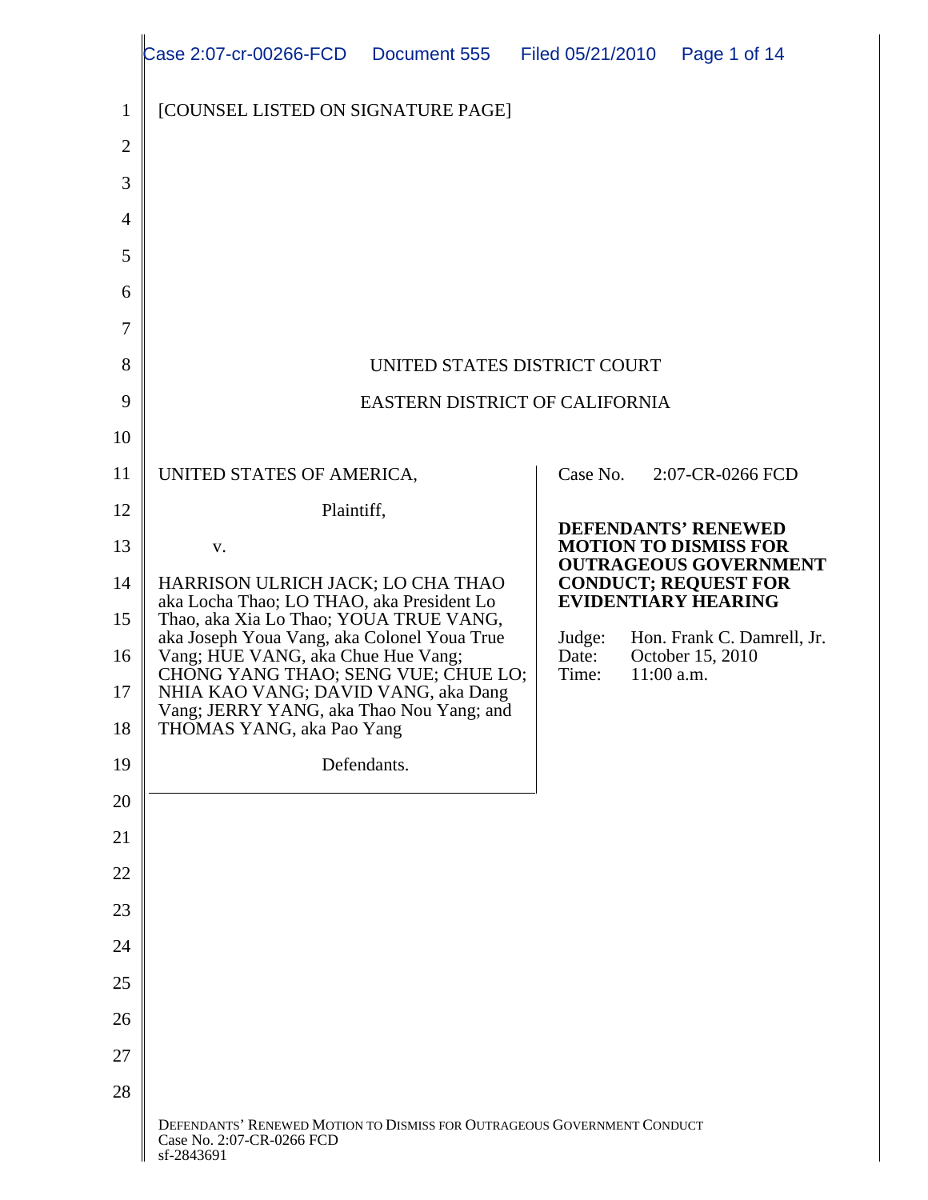[COUNSEL LISTED ON SIGNATURE PAGE]

UNITED STATES DISTRICT COURT

EASTERN DISTRICT OF CALIFORNIA

UNITED STATES OF AMERICA,

Plaintiff,

v.

HARRISON ULRICH JACK; LO CHA THAO aka Locha Thao; LO THAO, aka President Lo Thao, aka Xia Lo Thao; YOUA TRUE VANG, aka Joseph Youa Vang, aka Colonel Youa True Vang; HUE VANG, aka Chue Hue Vang; CHONG YANG THAO; SENG VUE; CHUE LO; NHIA KAO VANG; DAVID VANG, aka Dang Vang; JERRY YANG, aka Thao Nou Yang; and THOMAS YANG, aka Pao Yang

Defendants.

Case No. 2:07-CR-0266 FCD

**DEFENDANTS' RENEWED MOTION TO DISMISS FOR OUTRAGEOUS GOVERNMENT CONDUCT; REQUEST FOR EVIDENTIARY HEARING**

Judge: Hon. Frank C. Damrell, Jr.
Date: October 15, 2010
Time: 11:00 a.m.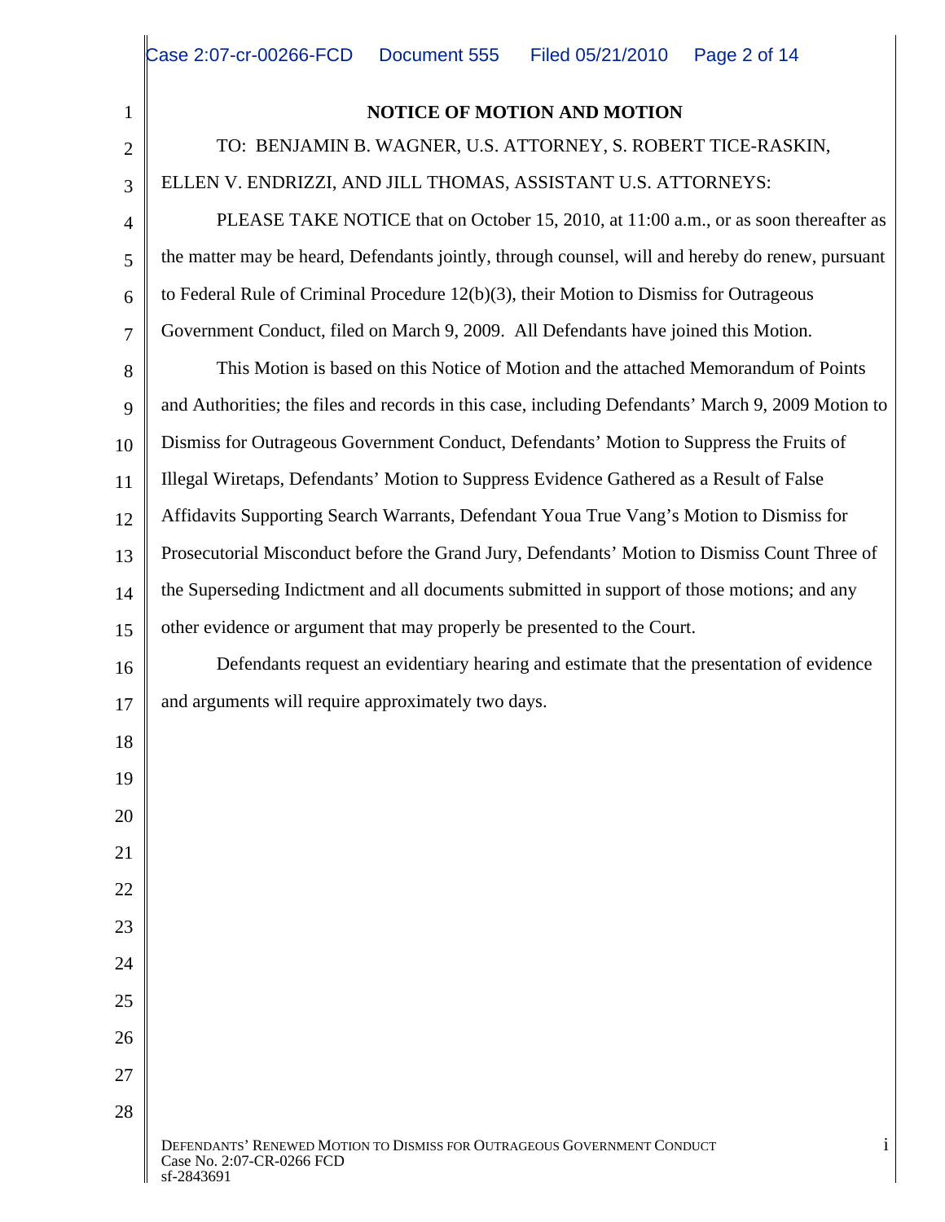**NOTICE OF MOTION AND MOTION**

TO: BENJAMIN B. WAGNER, U.S. ATTORNEY, S. ROBERT TICE-RASKIN, ELLEN V. ENDRIZZI, AND JILL THOMAS, ASSISTANT U.S. ATTORNEYS:

PLEASE TAKE NOTICE that on October 15, 2010, at 11:00 a.m., or as soon thereafter as the matter may be heard, Defendants jointly, through counsel, will and hereby do renew, pursuant to Federal Rule of Criminal Procedure 12(b)(3), their Motion to Dismiss for Outrageous Government Conduct, filed on March 9, 2009. All Defendants have joined this Motion.

This Motion is based on this Notice of Motion and the attached Memorandum of Points and Authorities; the files and records in this case, including Defendants' March 9, 2009 Motion to Dismiss for Outrageous Government Conduct, Defendants' Motion to Suppress the Fruits of Illegal Wiretaps, Defendants' Motion to Suppress Evidence Gathered as a Result of False Affidavits Supporting Search Warrants, Defendant Youa True Vang's Motion to Dismiss for Prosecutorial Misconduct before the Grand Jury, Defendants' Motion to Dismiss Count Three of the Superseding Indictment and all documents submitted in support of those motions; and any other evidence or argument that may properly be presented to the Court.

Defendants request an evidentiary hearing and estimate that the presentation of evidence and arguments will require approximately two days.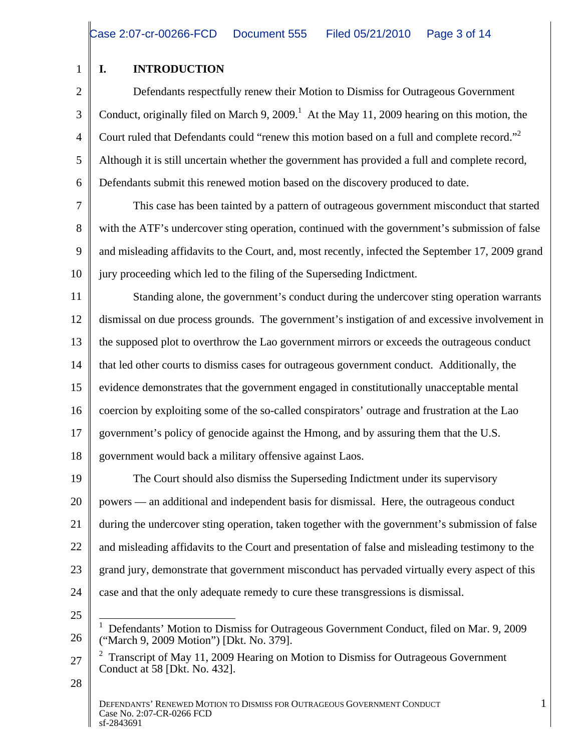## I. INTRODUCTION

Defendants respectfully renew their Motion to Dismiss for Outrageous Government Conduct, originally filed on March 9, 2009.[1] At the May 11, 2009 hearing on this motion, the Court ruled that Defendants could "renew this motion based on a full and complete record."[2] Although it is still uncertain whether the government has provided a full and complete record, Defendants submit this renewed motion based on the discovery produced to date.

This case has been tainted by a pattern of outrageous government misconduct that started with the ATF's undercover sting operation, continued with the government's submission of false and misleading affidavits to the Court, and, most recently, infected the September 17, 2009 grand jury proceeding which led to the filing of the Superseding Indictment.

Standing alone, the government's conduct during the undercover sting operation warrants dismissal on due process grounds. The government's instigation of and excessive involvement in the supposed plot to overthrow the Lao government mirrors or exceeds the outrageous conduct that led other courts to dismiss cases for outrageous government conduct. Additionally, the evidence demonstrates that the government engaged in constitutionally unacceptable mental coercion by exploiting some of the so-called conspirators' outrage and frustration at the Lao government's policy of genocide against the Hmong, and by assuring them that the U.S. government would back a military offensive against Laos.

The Court should also dismiss the Superseding Indictment under its supervisory powers — an additional and independent basis for dismissal. Here, the outrageous conduct during the undercover sting operation, taken together with the government's submission of false and misleading affidavits to the Court and presentation of false and misleading testimony to the grand jury, demonstrate that government misconduct has pervaded virtually every aspect of this case and that the only adequate remedy to cure these transgressions is dismissal.

---

[1] Defendants' Motion to Dismiss for Outrageous Government Conduct, filed on Mar. 9, 2009 ("March 9, 2009 Motion") [Dkt. No. 379].

[2] Transcript of May 11, 2009 Hearing on Motion to Dismiss for Outrageous Government Conduct at 58 [Dkt. No. 432].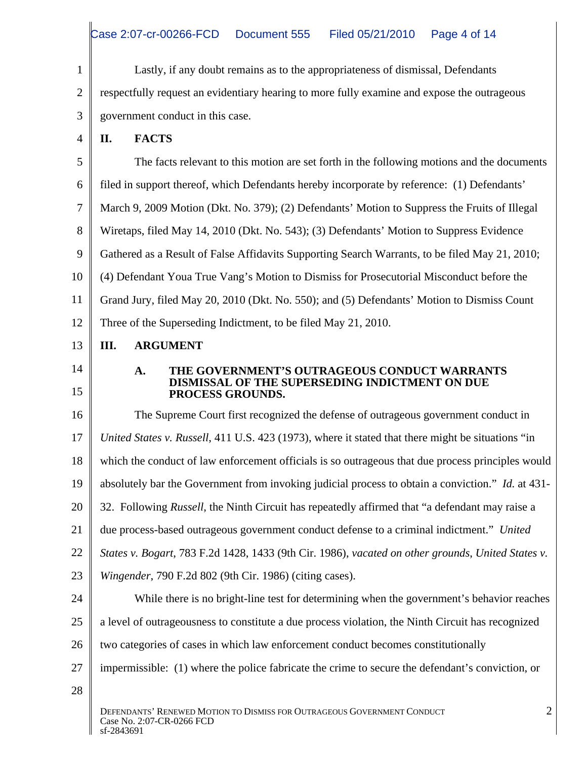Lastly, if any doubt remains as to the appropriateness of dismissal, Defendants respectfully request an evidentiary hearing to more fully examine and expose the outrageous government conduct in this case.

## II. FACTS

The facts relevant to this motion are set forth in the following motions and the documents filed in support thereof, which Defendants hereby incorporate by reference: (1) Defendants' March 9, 2009 Motion (Dkt. No. 379); (2) Defendants' Motion to Suppress the Fruits of Illegal Wiretaps, filed May 14, 2010 (Dkt. No. 543); (3) Defendants' Motion to Suppress Evidence Gathered as a Result of False Affidavits Supporting Search Warrants, to be filed May 21, 2010; (4) Defendant Youa True Vang's Motion to Dismiss for Prosecutorial Misconduct before the Grand Jury, filed May 20, 2010 (Dkt. No. 550); and (5) Defendants' Motion to Dismiss Count Three of the Superseding Indictment, to be filed May 21, 2010.

## III. ARGUMENT

### A. THE GOVERNMENT'S OUTRAGEOUS CONDUCT WARRANTS DISMISSAL OF THE SUPERSEDING INDICTMENT ON DUE PROCESS GROUNDS.

The Supreme Court first recognized the defense of outrageous government conduct in *United States v. Russell*, 411 U.S. 423 (1973), where it stated that there might be situations "in which the conduct of law enforcement officials is so outrageous that due process principles would absolutely bar the Government from invoking judicial process to obtain a conviction." *Id.* at 431-32. Following *Russell*, the Ninth Circuit has repeatedly affirmed that "a defendant may raise a due process-based outrageous government conduct defense to a criminal indictment." *United States v. Bogart*, 783 F.2d 1428, 1433 (9th Cir. 1986), *vacated on other grounds*, *United States v. Wingender*, 790 F.2d 802 (9th Cir. 1986) (citing cases).

While there is no bright-line test for determining when the government's behavior reaches a level of outrageousness to constitute a due process violation, the Ninth Circuit has recognized two categories of cases in which law enforcement conduct becomes constitutionally impermissible: (1) where the police fabricate the crime to secure the defendant's conviction, or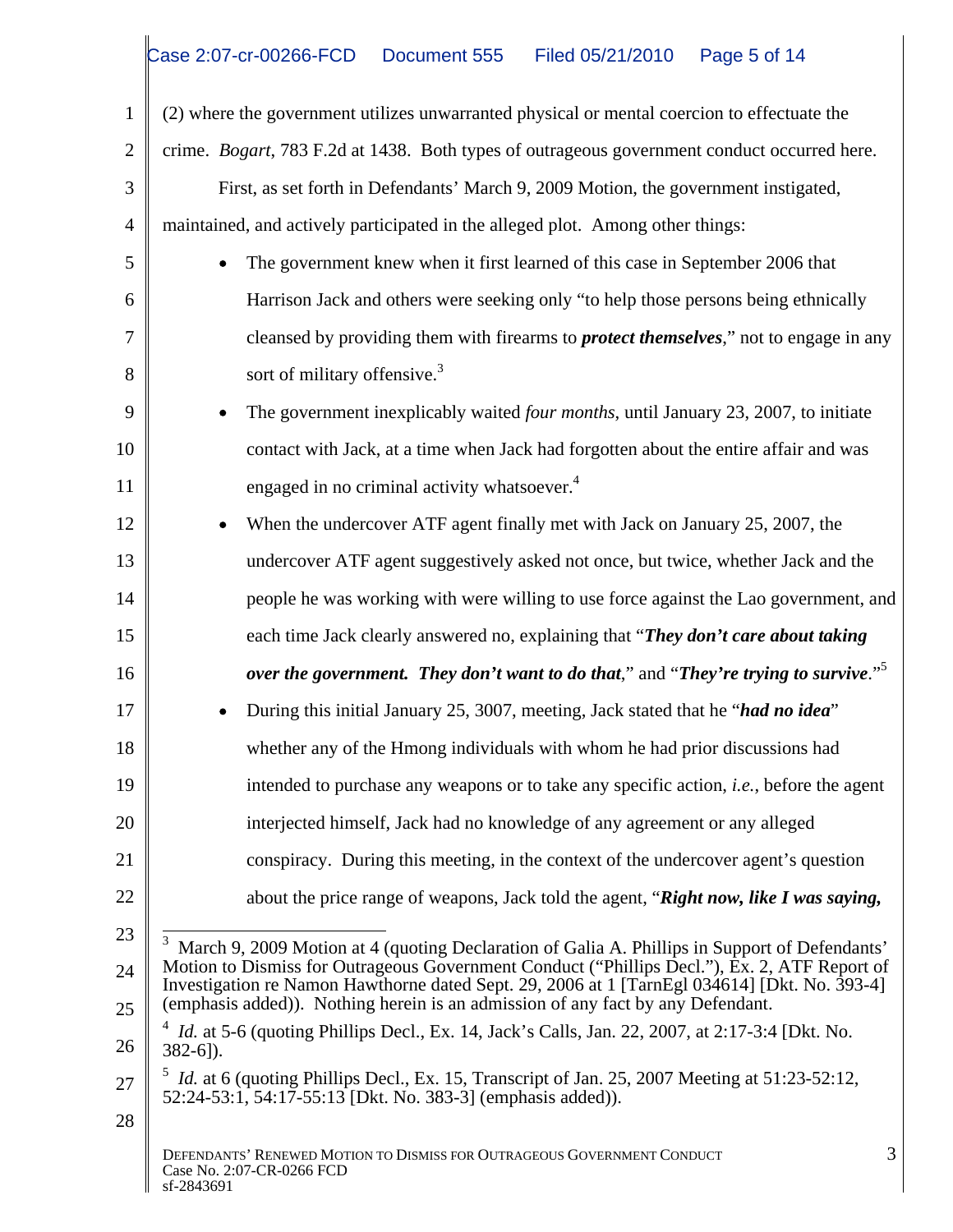(2) where the government utilizes unwarranted physical or mental coercion to effectuate the crime. *Bogart*, 783 F.2d at 1438. Both types of outrageous government conduct occurred here.

First, as set forth in Defendants' March 9, 2009 Motion, the government instigated, maintained, and actively participated in the alleged plot. Among other things:

- The government knew when it first learned of this case in September 2006 that Harrison Jack and others were seeking only "to help those persons being ethnically cleansed by providing them with firearms to ***protect themselves***," not to engage in any sort of military offensive.[3]
- The government inexplicably waited *four months*, until January 23, 2007, to initiate contact with Jack, at a time when Jack had forgotten about the entire affair and was engaged in no criminal activity whatsoever.[4]
- When the undercover ATF agent finally met with Jack on January 25, 2007, the undercover ATF agent suggestively asked not once, but twice, whether Jack and the people he was working with were willing to use force against the Lao government, and each time Jack clearly answered no, explaining that "***They don't care about taking over the government. They don't want to do that***," and "***They're trying to survive***."[5]
- During this initial January 25, 3007, meeting, Jack stated that he "***had no idea***" whether any of the Hmong individuals with whom he had prior discussions had intended to purchase any weapons or to take any specific action, *i.e.*, before the agent interjected himself, Jack had no knowledge of any agreement or any alleged conspiracy. During this meeting, in the context of the undercover agent's question about the price range of weapons, Jack told the agent, "***Right now, like I was saying,***

---

[3] March 9, 2009 Motion at 4 (quoting Declaration of Galia A. Phillips in Support of Defendants' Motion to Dismiss for Outrageous Government Conduct ("Phillips Decl."), Ex. 2, ATF Report of Investigation re Namon Hawthorne dated Sept. 29, 2006 at 1 [TarnEgl 034614] [Dkt. No. 393-4] (emphasis added)). Nothing herein is an admission of any fact by any Defendant.

[4] *Id.* at 5-6 (quoting Phillips Decl., Ex. 14, Jack's Calls, Jan. 22, 2007, at 2:17-3:4 [Dkt. No. 382-6]).

[5] *Id.* at 6 (quoting Phillips Decl., Ex. 15, Transcript of Jan. 25, 2007 Meeting at 51:23-52:12, 52:24-53:1, 54:17-55:13 [Dkt. No. 383-3] (emphasis added)).

DEFENDANTS' RENEWED MOTION TO DISMISS FOR OUTRAGEOUS GOVERNMENT CONDUCT
Case No. 2:07-CR-0266 FCD
sf-2843691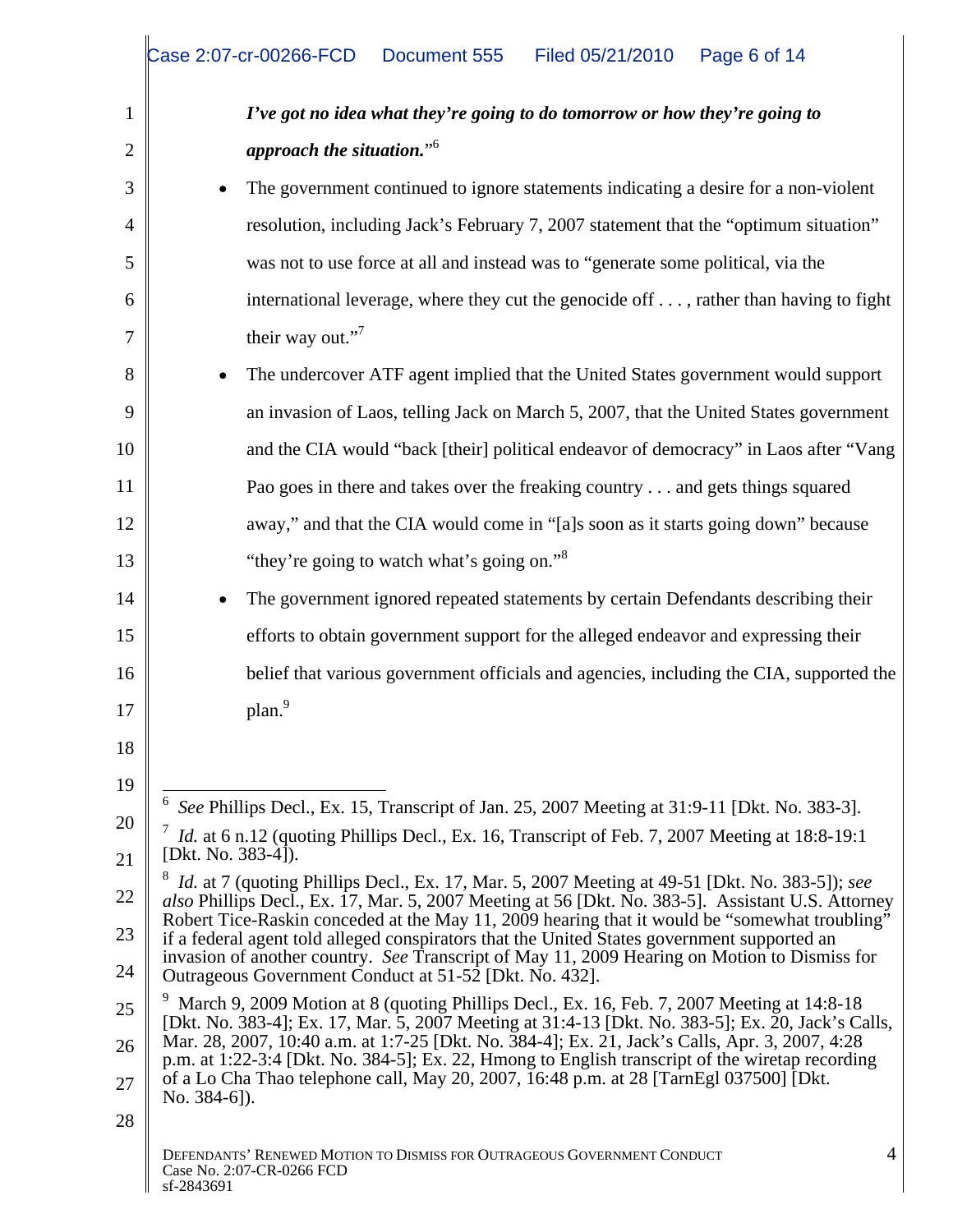***I've got no idea what they're going to do tomorrow or how they're going to approach the situation.***"[6]

- The government continued to ignore statements indicating a desire for a non-violent resolution, including Jack's February 7, 2007 statement that the "optimum situation" was not to use force at all and instead was to "generate some political, via the international leverage, where they cut the genocide off . . . , rather than having to fight their way out."[7]
- The undercover ATF agent implied that the United States government would support an invasion of Laos, telling Jack on March 5, 2007, that the United States government and the CIA would "back [their] political endeavor of democracy" in Laos after "Vang Pao goes in there and takes over the freaking country . . . and gets things squared away," and that the CIA would come in "[a]s soon as it starts going down" because "they're going to watch what's going on."[8]
- The government ignored repeated statements by certain Defendants describing their efforts to obtain government support for the alleged endeavor and expressing their belief that various government officials and agencies, including the CIA, supported the plan.[9]

---

[6] *See* Phillips Decl., Ex. 15, Transcript of Jan. 25, 2007 Meeting at 31:9-11 [Dkt. No. 383-3].

[7] *Id.* at 6 n.12 (quoting Phillips Decl., Ex. 16, Transcript of Feb. 7, 2007 Meeting at 18:8-19:1 [Dkt. No. 383-4]).

[8] *Id.* at 7 (quoting Phillips Decl., Ex. 17, Mar. 5, 2007 Meeting at 49-51 [Dkt. No. 383-5]); *see also* Phillips Decl., Ex. 17, Mar. 5, 2007 Meeting at 56 [Dkt. No. 383-5]. Assistant U.S. Attorney Robert Tice-Raskin conceded at the May 11, 2009 hearing that it would be "somewhat troubling" if a federal agent told alleged conspirators that the United States government supported an invasion of another country. *See* Transcript of May 11, 2009 Hearing on Motion to Dismiss for Outrageous Government Conduct at 51-52 [Dkt. No. 432].

[9] March 9, 2009 Motion at 8 (quoting Phillips Decl., Ex. 16, Feb. 7, 2007 Meeting at 14:8-18 [Dkt. No. 383-4]; Ex. 17, Mar. 5, 2007 Meeting at 31:4-13 [Dkt. No. 383-5]; Ex. 20, Jack's Calls, Mar. 28, 2007, 10:40 a.m. at 1:7-25 [Dkt. No. 384-4]; Ex. 21, Jack's Calls, Apr. 3, 2007, 4:28 p.m. at 1:22-3:4 [Dkt. No. 384-5]; Ex. 22, Hmong to English transcript of the wiretap recording of a Lo Cha Thao telephone call, May 20, 2007, 16:48 p.m. at 28 [TarnEgl 037500] [Dkt. No. 384-6]).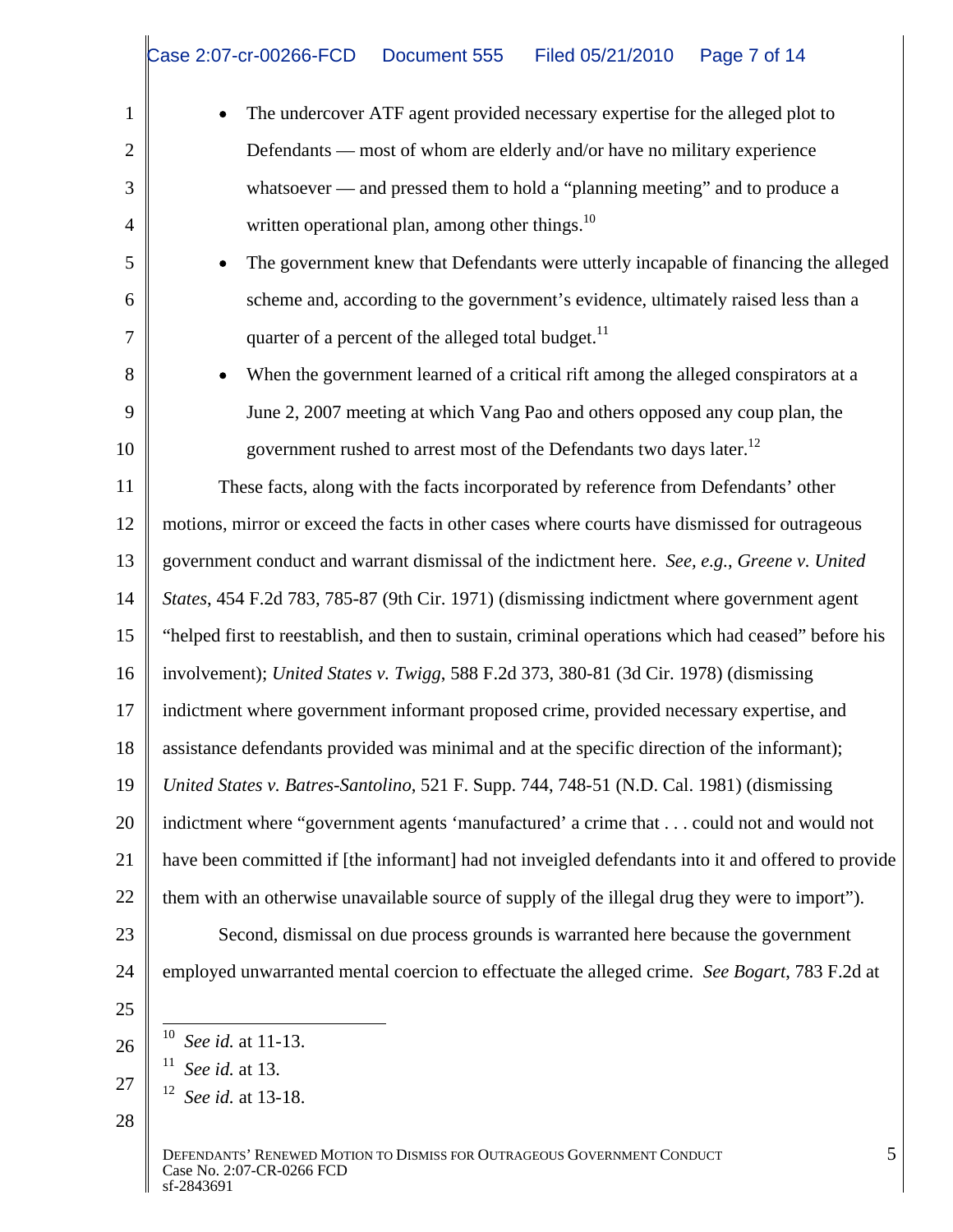- The undercover ATF agent provided necessary expertise for the alleged plot to Defendants — most of whom are elderly and/or have no military experience whatsoever — and pressed them to hold a "planning meeting" and to produce a written operational plan, among other things.[10]
- The government knew that Defendants were utterly incapable of financing the alleged scheme and, according to the government's evidence, ultimately raised less than a quarter of a percent of the alleged total budget.[11]
- When the government learned of a critical rift among the alleged conspirators at a June 2, 2007 meeting at which Vang Pao and others opposed any coup plan, the government rushed to arrest most of the Defendants two days later.[12]

These facts, along with the facts incorporated by reference from Defendants' other motions, mirror or exceed the facts in other cases where courts have dismissed for outrageous government conduct and warrant dismissal of the indictment here. *See, e.g.*, *Greene v. United States*, 454 F.2d 783, 785-87 (9th Cir. 1971) (dismissing indictment where government agent "helped first to reestablish, and then to sustain, criminal operations which had ceased" before his involvement); *United States v. Twigg*, 588 F.2d 373, 380-81 (3d Cir. 1978) (dismissing indictment where government informant proposed crime, provided necessary expertise, and assistance defendants provided was minimal and at the specific direction of the informant); *United States v. Batres-Santolino*, 521 F. Supp. 744, 748-51 (N.D. Cal. 1981) (dismissing indictment where "government agents 'manufactured' a crime that . . . could not and would not have been committed if [the informant] had not inveigled defendants into it and offered to provide them with an otherwise unavailable source of supply of the illegal drug they were to import").

Second, dismissal on due process grounds is warranted here because the government employed unwarranted mental coercion to effectuate the alleged crime. *See Bogart*, 783 F.2d at

---

[10] *See id.* at 11-13.

[11] *See id.* at 13.

[12] *See id.* at 13-18.

DEFENDANTS' RENEWED MOTION TO DISMISS FOR OUTRAGEOUS GOVERNMENT CONDUCT
Case No. 2:07-CR-0266 FCD
sf-2843691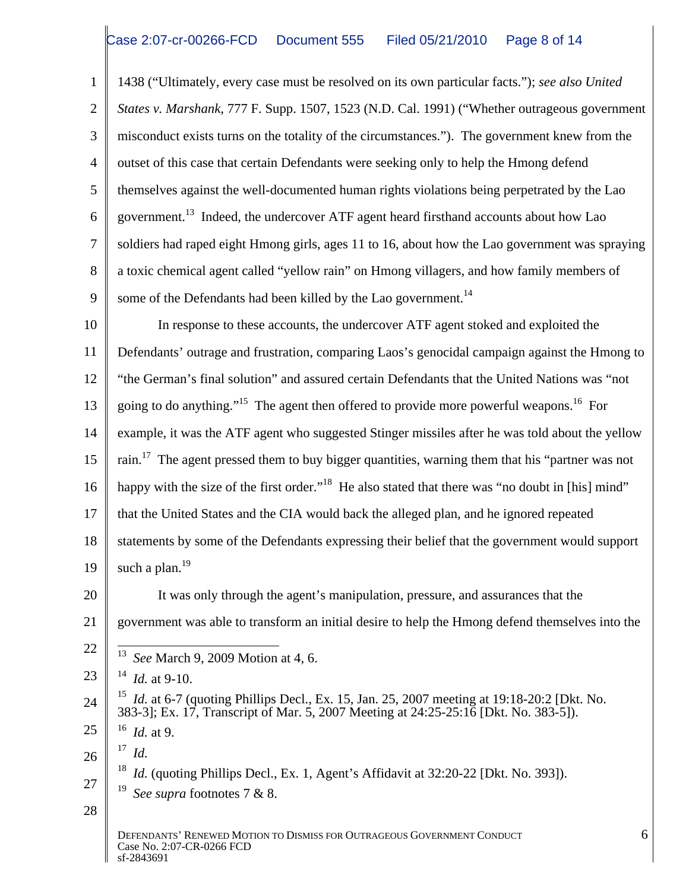1438 ("Ultimately, every case must be resolved on its own particular facts."); *see also United States v. Marshank*, 777 F. Supp. 1507, 1523 (N.D. Cal. 1991) ("Whether outrageous government misconduct exists turns on the totality of the circumstances."). The government knew from the outset of this case that certain Defendants were seeking only to help the Hmong defend themselves against the well-documented human rights violations being perpetrated by the Lao government.[13] Indeed, the undercover ATF agent heard firsthand accounts about how Lao soldiers had raped eight Hmong girls, ages 11 to 16, about how the Lao government was spraying a toxic chemical agent called "yellow rain" on Hmong villagers, and how family members of some of the Defendants had been killed by the Lao government.[14]

In response to these accounts, the undercover ATF agent stoked and exploited the Defendants' outrage and frustration, comparing Laos's genocidal campaign against the Hmong to "the German's final solution" and assured certain Defendants that the United Nations was "not going to do anything."[15] The agent then offered to provide more powerful weapons.[16] For example, it was the ATF agent who suggested Stinger missiles after he was told about the yellow rain.[17] The agent pressed them to buy bigger quantities, warning them that his "partner was not happy with the size of the first order."[18] He also stated that there was "no doubt in [his] mind" that the United States and the CIA would back the alleged plan, and he ignored repeated statements by some of the Defendants expressing their belief that the government would support such a plan.[19]

It was only through the agent's manipulation, pressure, and assurances that the government was able to transform an initial desire to help the Hmong defend themselves into the

---

[13] *See* March 9, 2009 Motion at 4, 6.

[14] *Id.* at 9-10.

[15] *Id.* at 6-7 (quoting Phillips Decl., Ex. 15, Jan. 25, 2007 meeting at 19:18-20:2 [Dkt. No. 383-3]; Ex. 17, Transcript of Mar. 5, 2007 Meeting at 24:25-25:16 [Dkt. No. 383-5]).

[16] *Id.* at 9.

[17] *Id.*

[18] *Id.* (quoting Phillips Decl., Ex. 1, Agent's Affidavit at 32:20-22 [Dkt. No. 393]).

[19] *See supra* footnotes 7 & 8.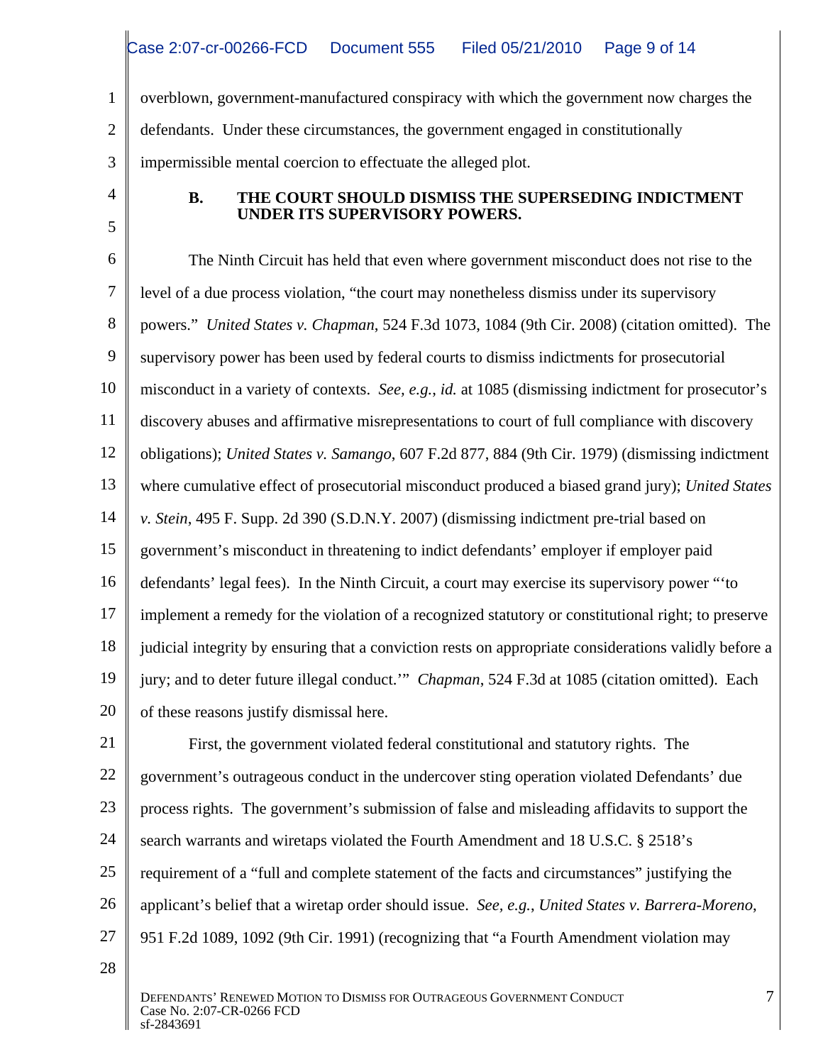overblown, government-manufactured conspiracy with which the government now charges the defendants. Under these circumstances, the government engaged in constitutionally impermissible mental coercion to effectuate the alleged plot.

### B. THE COURT SHOULD DISMISS THE SUPERSEDING INDICTMENT UNDER ITS SUPERVISORY POWERS.

The Ninth Circuit has held that even where government misconduct does not rise to the level of a due process violation, "the court may nonetheless dismiss under its supervisory powers." *United States v. Chapman*, 524 F.3d 1073, 1084 (9th Cir. 2008) (citation omitted). The supervisory power has been used by federal courts to dismiss indictments for prosecutorial misconduct in a variety of contexts. *See, e.g.*, *id.* at 1085 (dismissing indictment for prosecutor's discovery abuses and affirmative misrepresentations to court of full compliance with discovery obligations); *United States v. Samango*, 607 F.2d 877, 884 (9th Cir. 1979) (dismissing indictment where cumulative effect of prosecutorial misconduct produced a biased grand jury); *United States v. Stein*, 495 F. Supp. 2d 390 (S.D.N.Y. 2007) (dismissing indictment pre-trial based on government's misconduct in threatening to indict defendants' employer if employer paid defendants' legal fees). In the Ninth Circuit, a court may exercise its supervisory power "'to implement a remedy for the violation of a recognized statutory or constitutional right; to preserve judicial integrity by ensuring that a conviction rests on appropriate considerations validly before a jury; and to deter future illegal conduct.'" *Chapman*, 524 F.3d at 1085 (citation omitted). Each of these reasons justify dismissal here.

First, the government violated federal constitutional and statutory rights. The government's outrageous conduct in the undercover sting operation violated Defendants' due process rights. The government's submission of false and misleading affidavits to support the search warrants and wiretaps violated the Fourth Amendment and 18 U.S.C. § 2518's requirement of a "full and complete statement of the facts and circumstances" justifying the applicant's belief that a wiretap order should issue. *See, e.g.*, *United States v. Barrera-Moreno*, 951 F.2d 1089, 1092 (9th Cir. 1991) (recognizing that "a Fourth Amendment violation may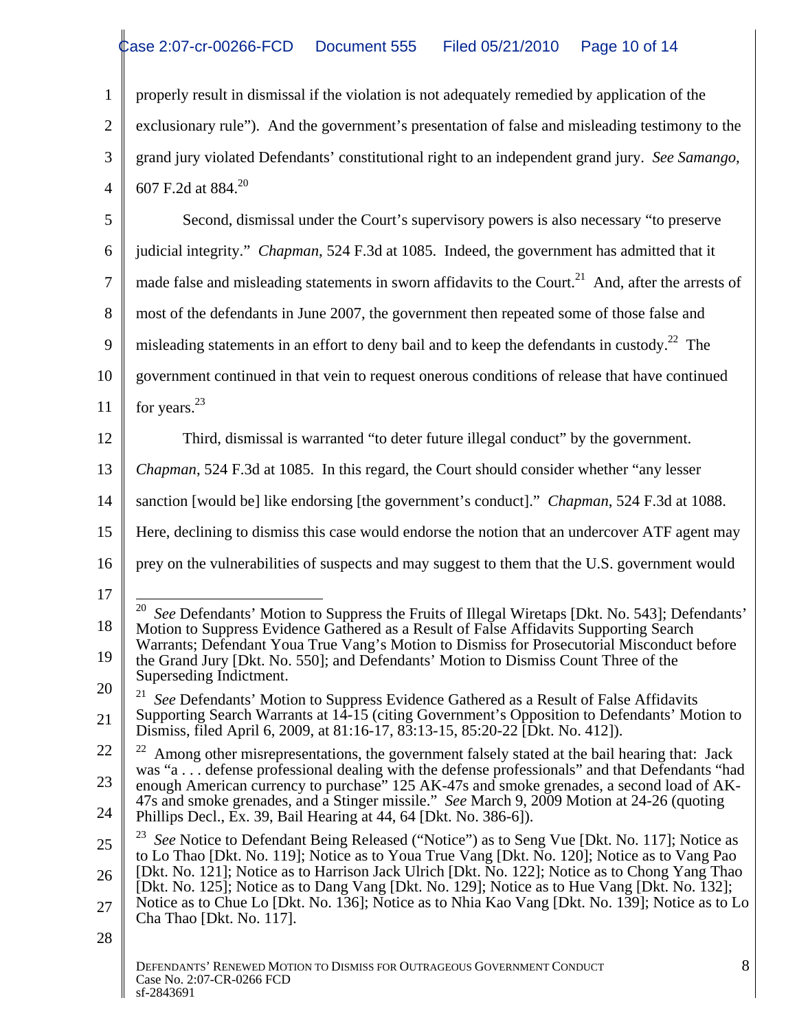properly result in dismissal if the violation is not adequately remedied by application of the exclusionary rule"). And the government's presentation of false and misleading testimony to the grand jury violated Defendants' constitutional right to an independent grand jury. *See Samango*, 607 F.2d at 884.[20]

Second, dismissal under the Court's supervisory powers is also necessary "to preserve judicial integrity." *Chapman*, 524 F.3d at 1085. Indeed, the government has admitted that it made false and misleading statements in sworn affidavits to the Court.[21] And, after the arrests of most of the defendants in June 2007, the government then repeated some of those false and misleading statements in an effort to deny bail and to keep the defendants in custody.[22] The government continued in that vein to request onerous conditions of release that have continued for years.[23]

Third, dismissal is warranted "to deter future illegal conduct" by the government. *Chapman*, 524 F.3d at 1085. In this regard, the Court should consider whether "any lesser sanction [would be] like endorsing [the government's conduct]." *Chapman*, 524 F.3d at 1088. Here, declining to dismiss this case would endorse the notion that an undercover ATF agent may prey on the vulnerabilities of suspects and may suggest to them that the U.S. government would

---

[20] *See* Defendants' Motion to Suppress the Fruits of Illegal Wiretaps [Dkt. No. 543]; Defendants' Motion to Suppress Evidence Gathered as a Result of False Affidavits Supporting Search Warrants; Defendant Youa True Vang's Motion to Dismiss for Prosecutorial Misconduct before the Grand Jury [Dkt. No. 550]; and Defendants' Motion to Dismiss Count Three of the Superseding Indictment.

[21] *See* Defendants' Motion to Suppress Evidence Gathered as a Result of False Affidavits Supporting Search Warrants at 14-15 (citing Government's Opposition to Defendants' Motion to Dismiss, filed April 6, 2009, at 81:16-17, 83:13-15, 85:20-22 [Dkt. No. 412]).

[22] Among other misrepresentations, the government falsely stated at the bail hearing that: Jack was "a . . . defense professional dealing with the defense professionals" and that Defendants "had enough American currency to purchase" 125 AK-47s and smoke grenades, a second load of AK-47s and smoke grenades, and a Stinger missile." *See* March 9, 2009 Motion at 24-26 (quoting Phillips Decl., Ex. 39, Bail Hearing at 44, 64 [Dkt. No. 386-6]).

[23] *See* Notice to Defendant Being Released ("Notice") as to Seng Vue [Dkt. No. 117]; Notice as to Lo Thao [Dkt. No. 119]; Notice as to Youa True Vang [Dkt. No. 120]; Notice as to Vang Pao [Dkt. No. 121]; Notice as to Harrison Jack Ulrich [Dkt. No. 122]; Notice as to Chong Yang Thao [Dkt. No. 125]; Notice as to Dang Vang [Dkt. No. 129]; Notice as to Hue Vang [Dkt. No. 132]; Notice as to Chue Lo [Dkt. No. 136]; Notice as to Nhia Kao Vang [Dkt. No. 139]; Notice as to Lo Cha Thao [Dkt. No. 117].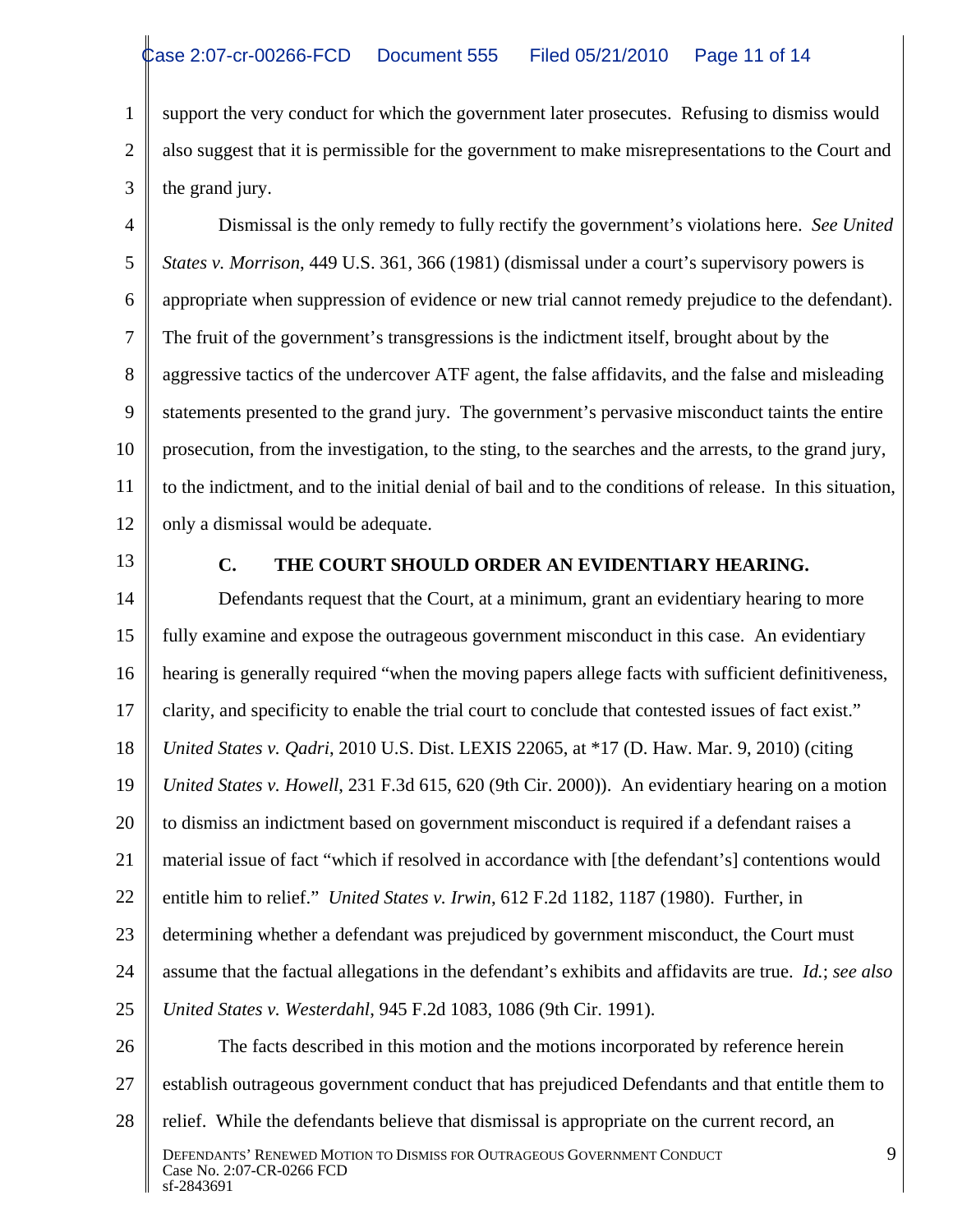support the very conduct for which the government later prosecutes. Refusing to dismiss would also suggest that it is permissible for the government to make misrepresentations to the Court and the grand jury.

Dismissal is the only remedy to fully rectify the government's violations here. *See United States v. Morrison*, 449 U.S. 361, 366 (1981) (dismissal under a court's supervisory powers is appropriate when suppression of evidence or new trial cannot remedy prejudice to the defendant). The fruit of the government's transgressions is the indictment itself, brought about by the aggressive tactics of the undercover ATF agent, the false affidavits, and the false and misleading statements presented to the grand jury. The government's pervasive misconduct taints the entire prosecution, from the investigation, to the sting, to the searches and the arrests, to the grand jury, to the indictment, and to the initial denial of bail and to the conditions of release. In this situation, only a dismissal would be adequate.

### C. THE COURT SHOULD ORDER AN EVIDENTIARY HEARING.

Defendants request that the Court, at a minimum, grant an evidentiary hearing to more fully examine and expose the outrageous government misconduct in this case. An evidentiary hearing is generally required "when the moving papers allege facts with sufficient definitiveness, clarity, and specificity to enable the trial court to conclude that contested issues of fact exist." *United States v. Qadri*, 2010 U.S. Dist. LEXIS 22065, at *17 (D. Haw. Mar. 9, 2010) (citing *United States v. Howell*, 231 F.3d 615, 620 (9th Cir. 2000)). An evidentiary hearing on a motion to dismiss an indictment based on government misconduct is required if a defendant raises a material issue of fact "which if resolved in accordance with [the defendant's] contentions would entitle him to relief." *United States v. Irwin*, 612 F.2d 1182, 1187 (1980). Further, in determining whether a defendant was prejudiced by government misconduct, the Court must assume that the factual allegations in the defendant's exhibits and affidavits are true. *Id.*; *see also United States v. Westerdahl*, 945 F.2d 1083, 1086 (9th Cir. 1991).

The facts described in this motion and the motions incorporated by reference herein establish outrageous government conduct that has prejudiced Defendants and that entitle them to relief. While the defendants believe that dismissal is appropriate on the current record, an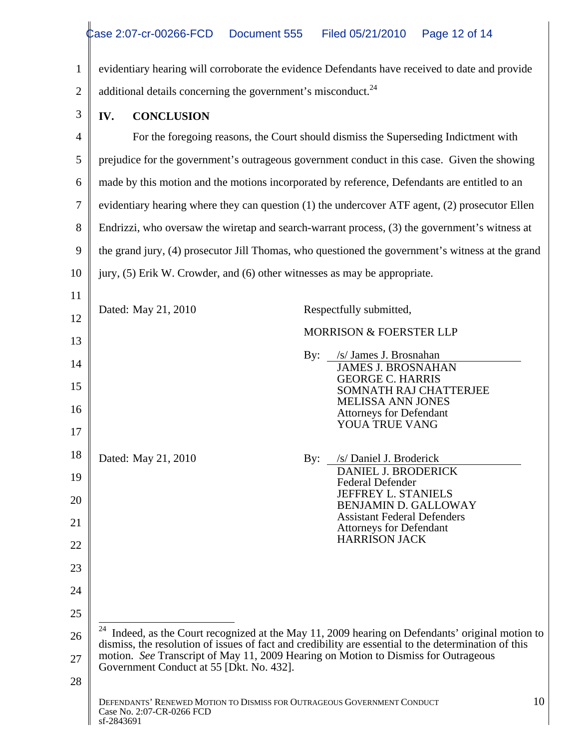evidentiary hearing will corroborate the evidence Defendants have received to date and provide additional details concerning the government's misconduct.[24]

## IV. CONCLUSION

For the foregoing reasons, the Court should dismiss the Superseding Indictment with prejudice for the government's outrageous government conduct in this case. Given the showing made by this motion and the motions incorporated by reference, Defendants are entitled to an evidentiary hearing where they can question (1) the undercover ATF agent, (2) prosecutor Ellen Endrizzi, who oversaw the wiretap and search-warrant process, (3) the government's witness at the grand jury, (4) prosecutor Jill Thomas, who questioned the government's witness at the grand jury, (5) Erik W. Crowder, and (6) other witnesses as may be appropriate.

Dated: May 21, 2010

Respectfully submitted,

MORRISON & FOERSTER LLP

By: /s/ James J. Brosnahan
JAMES J. BROSNAHAN
GEORGE C. HARRIS
SOMNATH RAJ CHATTERJEE
MELISSA ANN JONES
Attorneys for Defendant
YOUA TRUE VANG

Dated: May 21, 2010

By: /s/ Daniel J. Broderick
DANIEL J. BRODERICK
Federal Defender
JEFFREY L. STANIELS
BENJAMIN D. GALLOWAY
Assistant Federal Defenders
Attorneys for Defendant
HARRISON JACK

---

[24] Indeed, as the Court recognized at the May 11, 2009 hearing on Defendants' original motion to dismiss, the resolution of issues of fact and credibility are essential to the determination of this motion. *See* Transcript of May 11, 2009 Hearing on Motion to Dismiss for Outrageous Government Conduct at 55 [Dkt. No. 432].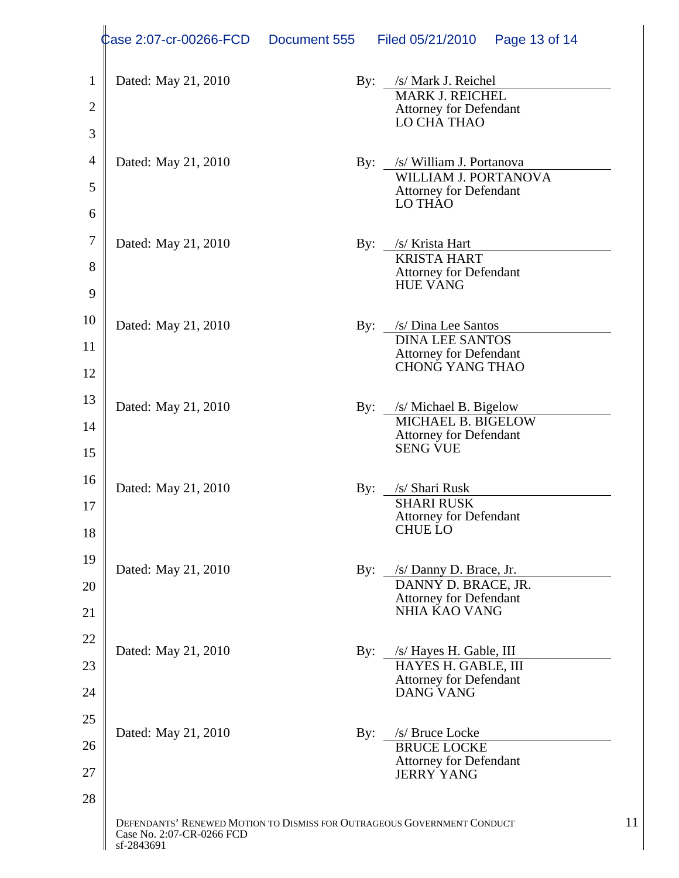Dated: May 21, 2010 By: /s/ Mark J. Reichel
MARK J. REICHEL
Attorney for Defendant
LO CHA THAO

Dated: May 21, 2010 By: /s/ William J. Portanova
WILLIAM J. PORTANOVA
Attorney for Defendant
LO THAO

Dated: May 21, 2010 By: /s/ Krista Hart
KRISTA HART
Attorney for Defendant
HUE VANG

Dated: May 21, 2010 By: /s/ Dina Lee Santos
DINA LEE SANTOS
Attorney for Defendant
CHONG YANG THAO

Dated: May 21, 2010 By: /s/ Michael B. Bigelow
MICHAEL B. BIGELOW
Attorney for Defendant
SENG VUE

Dated: May 21, 2010 By: /s/ Shari Rusk
SHARI RUSK
Attorney for Defendant
CHUE LO

Dated: May 21, 2010 By: /s/ Danny D. Brace, Jr.
DANNY D. BRACE, JR.
Attorney for Defendant
NHIA KAO VANG

Dated: May 21, 2010 By: /s/ Hayes H. Gable, III
HAYES H. GABLE, III
Attorney for Defendant
DANG VANG

Dated: May 21, 2010 By: /s/ Bruce Locke
BRUCE LOCKE
Attorney for Defendant
JERRY YANG

DEFENDANTS' RENEWED MOTION TO DISMISS FOR OUTRAGEOUS GOVERNMENT CONDUCT
Case No. 2:07-CR-0266 FCD
sf-2843691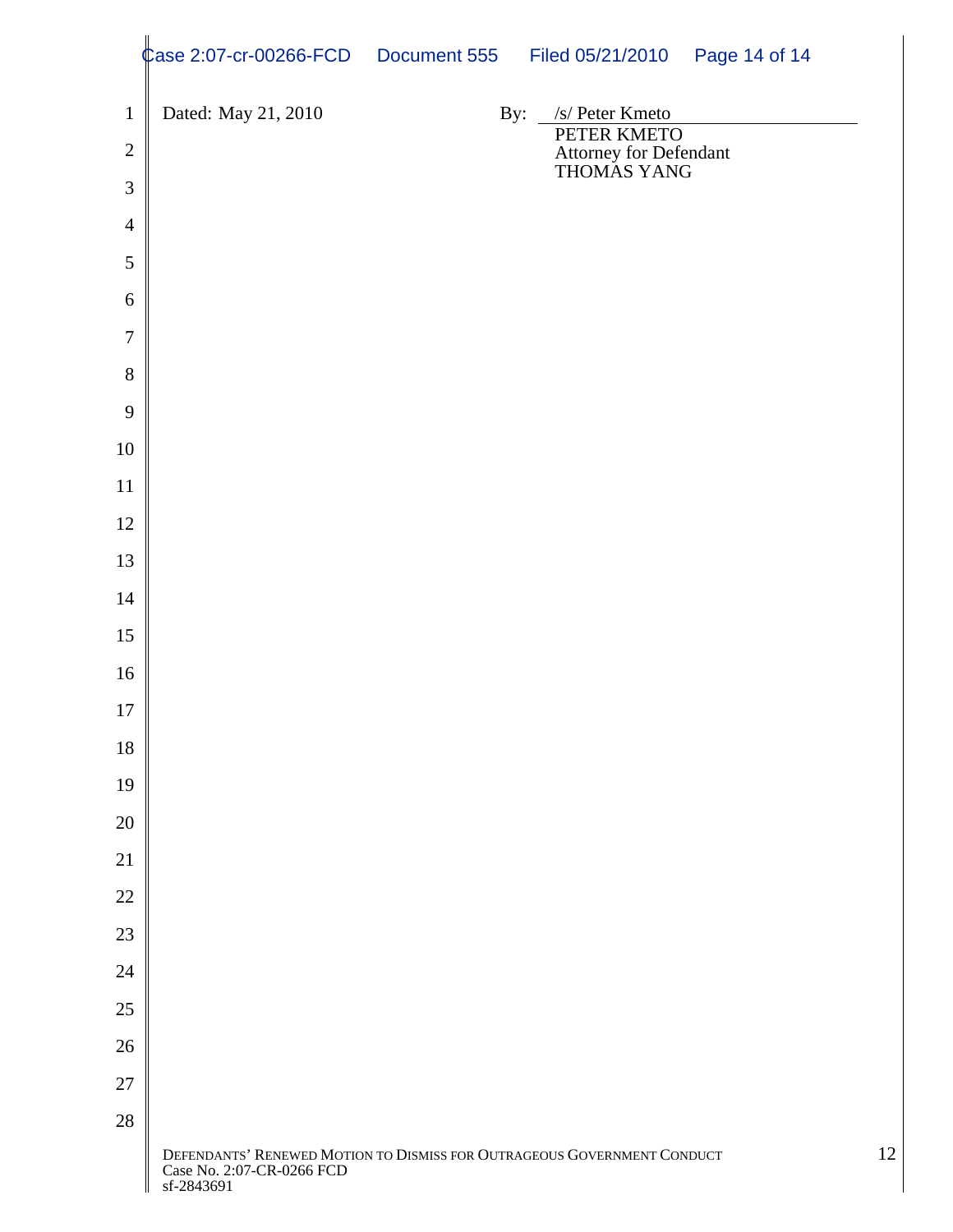Dated: May 21, 2010

By: /s/ Peter Kmeto
PETER KMETO
Attorney for Defendant
THOMAS YANG